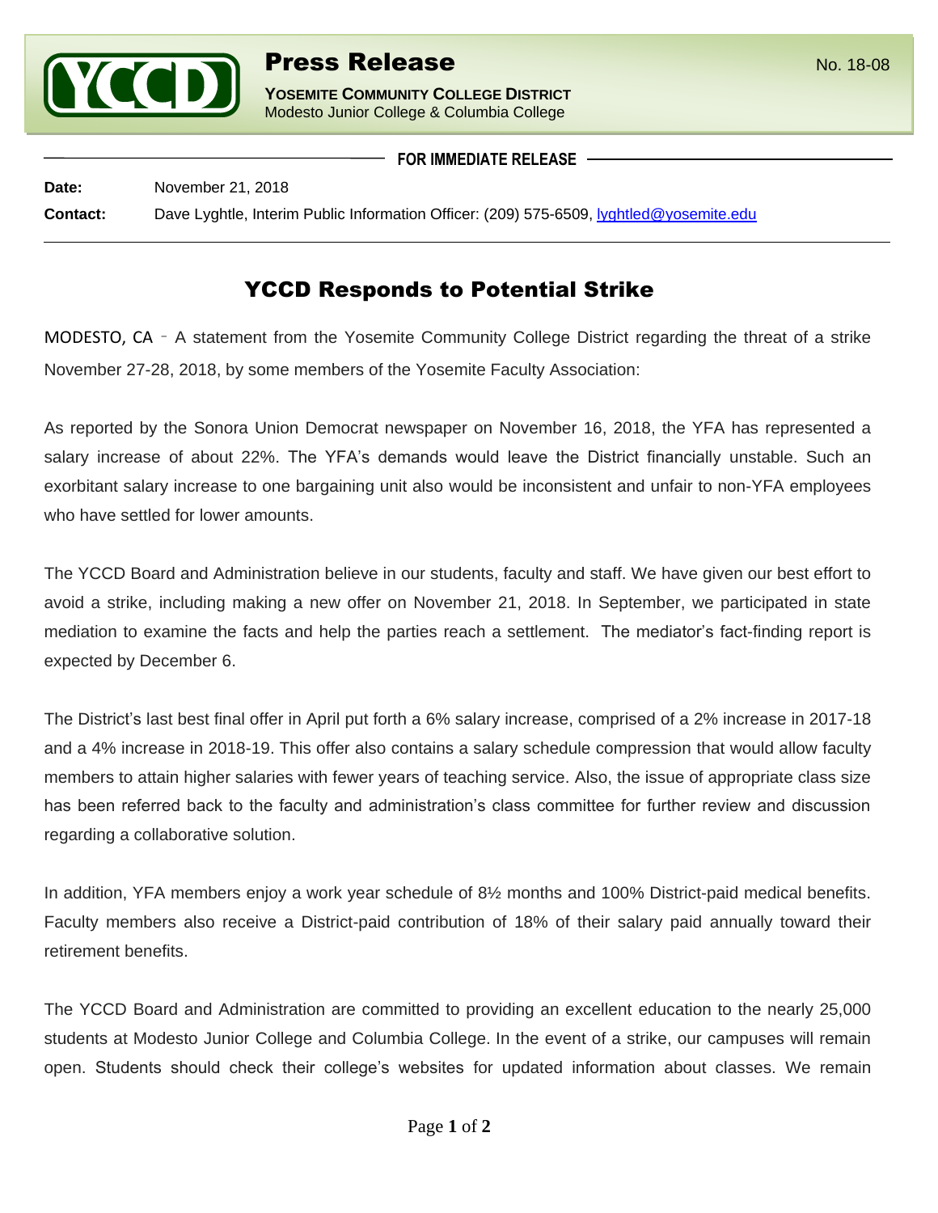# Press Release

No. 18-08

**YOSEMITE COMMUNITY COLLEGE DISTRICT**
Modesto Junior College & Columbia College

**FOR IMMEDIATE RELEASE**

**Date:** November 21, 2018

**Contact:** Dave Lyghtle, Interim Public Information Officer: (209) 575-6509, lyghtled@yosemite.edu

## YCCD Responds to Potential Strike

MODESTO, CA – A statement from the Yosemite Community College District regarding the threat of a strike November 27-28, 2018, by some members of the Yosemite Faculty Association:

As reported by the Sonora Union Democrat newspaper on November 16, 2018, the YFA has represented a salary increase of about 22%. The YFA's demands would leave the District financially unstable. Such an exorbitant salary increase to one bargaining unit also would be inconsistent and unfair to non-YFA employees who have settled for lower amounts.

The YCCD Board and Administration believe in our students, faculty and staff. We have given our best effort to avoid a strike, including making a new offer on November 21, 2018. In September, we participated in state mediation to examine the facts and help the parties reach a settlement. The mediator's fact-finding report is expected by December 6.

The District's last best final offer in April put forth a 6% salary increase, comprised of a 2% increase in 2017-18 and a 4% increase in 2018-19. This offer also contains a salary schedule compression that would allow faculty members to attain higher salaries with fewer years of teaching service. Also, the issue of appropriate class size has been referred back to the faculty and administration's class committee for further review and discussion regarding a collaborative solution.

In addition, YFA members enjoy a work year schedule of 8½ months and 100% District-paid medical benefits. Faculty members also receive a District-paid contribution of 18% of their salary paid annually toward their retirement benefits.

The YCCD Board and Administration are committed to providing an excellent education to the nearly 25,000 students at Modesto Junior College and Columbia College. In the event of a strike, our campuses will remain open. Students should check their college's websites for updated information about classes. We remain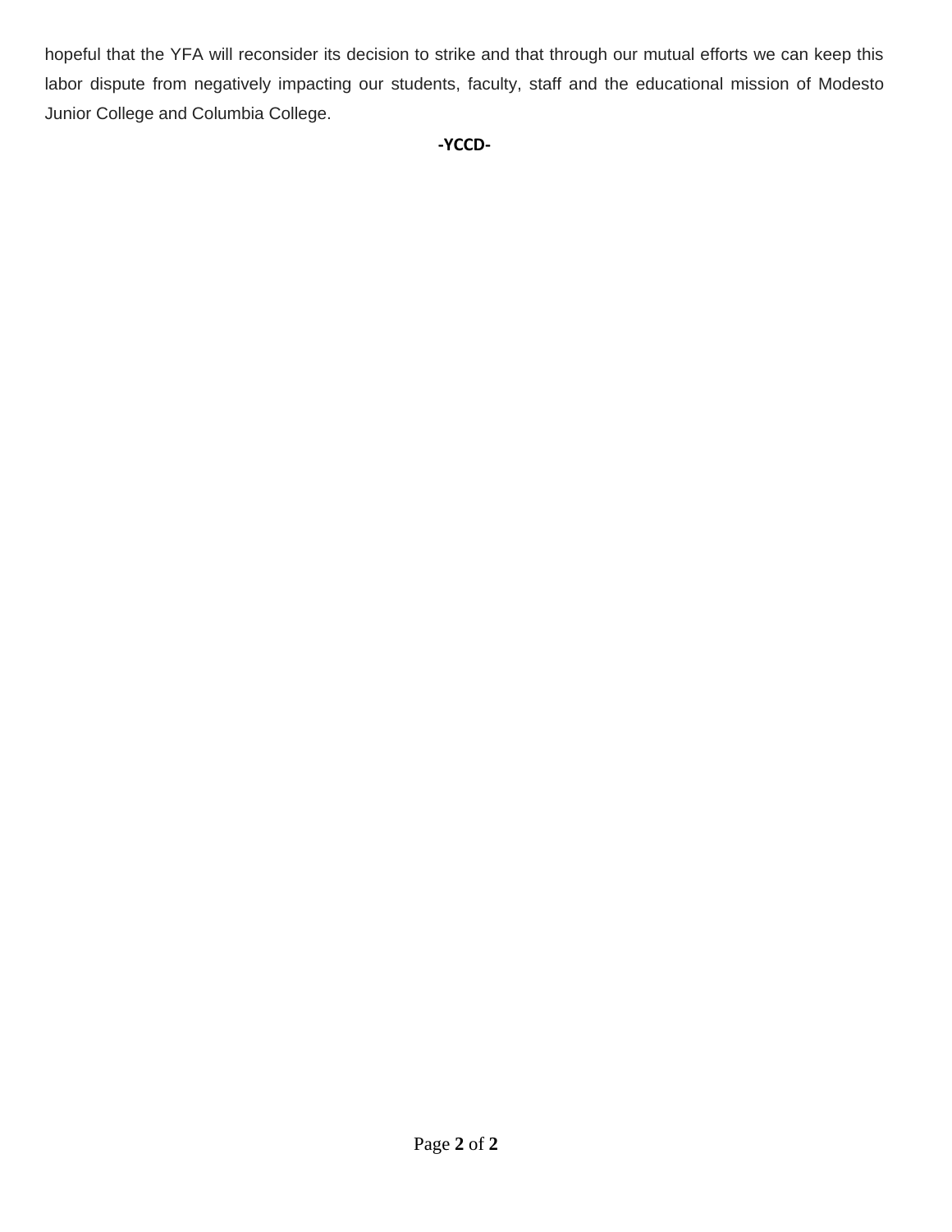hopeful that the YFA will reconsider its decision to strike and that through our mutual efforts we can keep this labor dispute from negatively impacting our students, faculty, staff and the educational mission of Modesto Junior College and Columbia College.

**-YCCD-**